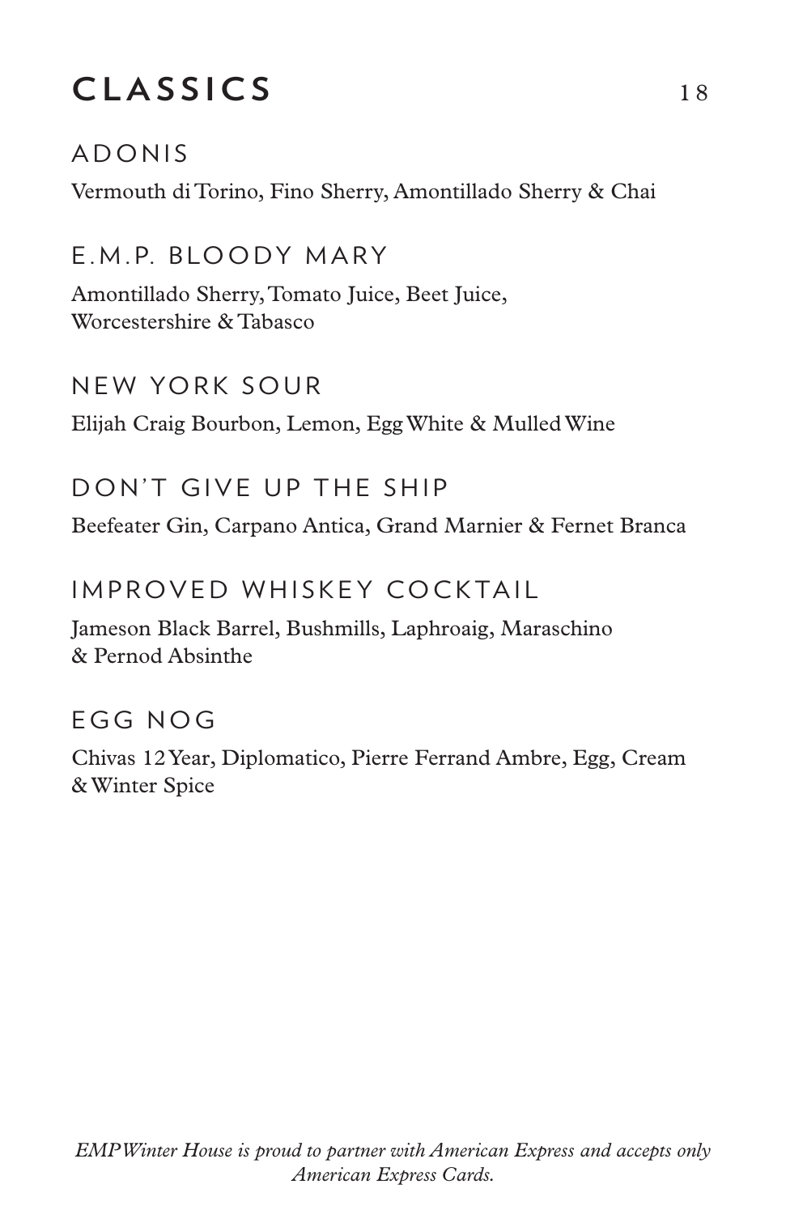# CLASSICS 18

## ADONIS

Vermouth di Torino, Fino Sherry, Amontillado Sherry & Chai

## E.M.P. BLOODY MARY

Amontillado Sherry, Tomato Juice, Beet Juice, Worcestershire & Tabasco

## NEW YORK SOUR

Elijah Craig Bourbon, Lemon, Egg White & Mulled Wine

## DON'T GIVE UP THE SHIP

Beefeater Gin, Carpano Antica, Grand Marnier & Fernet Branca

## IMPROVED WHISKEY COCKTAIL

Jameson Black Barrel, Bushmills, Laphroaig, Maraschino & Pernod Absinthe

## EGG NOG

Chivas 12 Year, Diplomatico, Pierre Ferrand Ambre, Egg, Cream & Winter Spice

*EMP Winter House is proud to partner with American Express and accepts only American Express Cards.*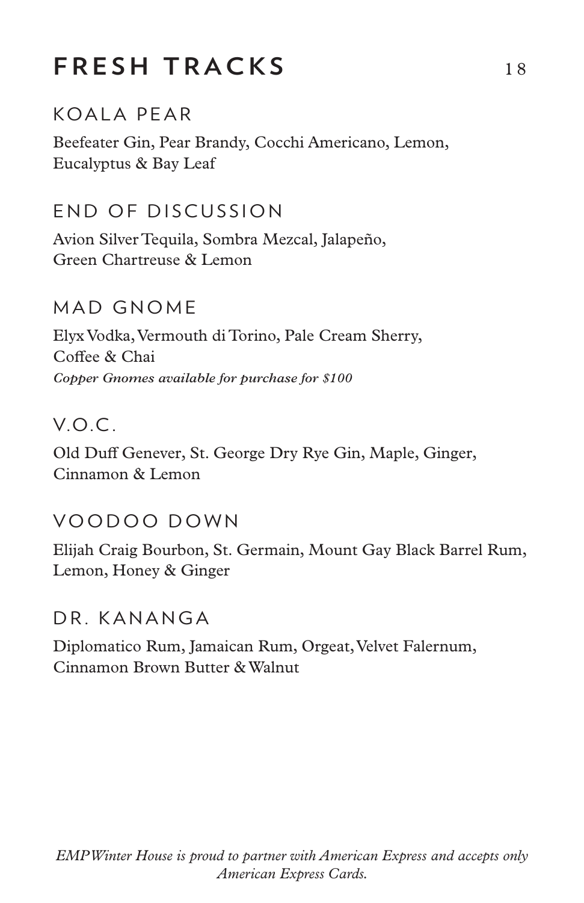# FRESH TRACKS 18

## KOALA PEAR

Beefeater Gin, Pear Brandy, Cocchi Americano, Lemon, Eucalyptus & Bay Leaf

## END OF DISCUSSION

Avion Silver Tequila, Sombra Mezcal, Jalapeño, Green Chartreuse & Lemon

## MAD GNOME

Elyx Vodka, Vermouth di Torino, Pale Cream Sherry, Coffee & Chai

***Copper Gnomes available for purchase for $100***

## V.O.C.

Old Duff Genever, St. George Dry Rye Gin, Maple, Ginger, Cinnamon & Lemon

## VOODOO DOWN

Elijah Craig Bourbon, St. Germain, Mount Gay Black Barrel Rum, Lemon, Honey & Ginger

## DR. KANANGA

Diplomatico Rum, Jamaican Rum, Orgeat, Velvet Falernum, Cinnamon Brown Butter & Walnut

*EMP Winter House is proud to partner with American Express and accepts only American Express Cards.*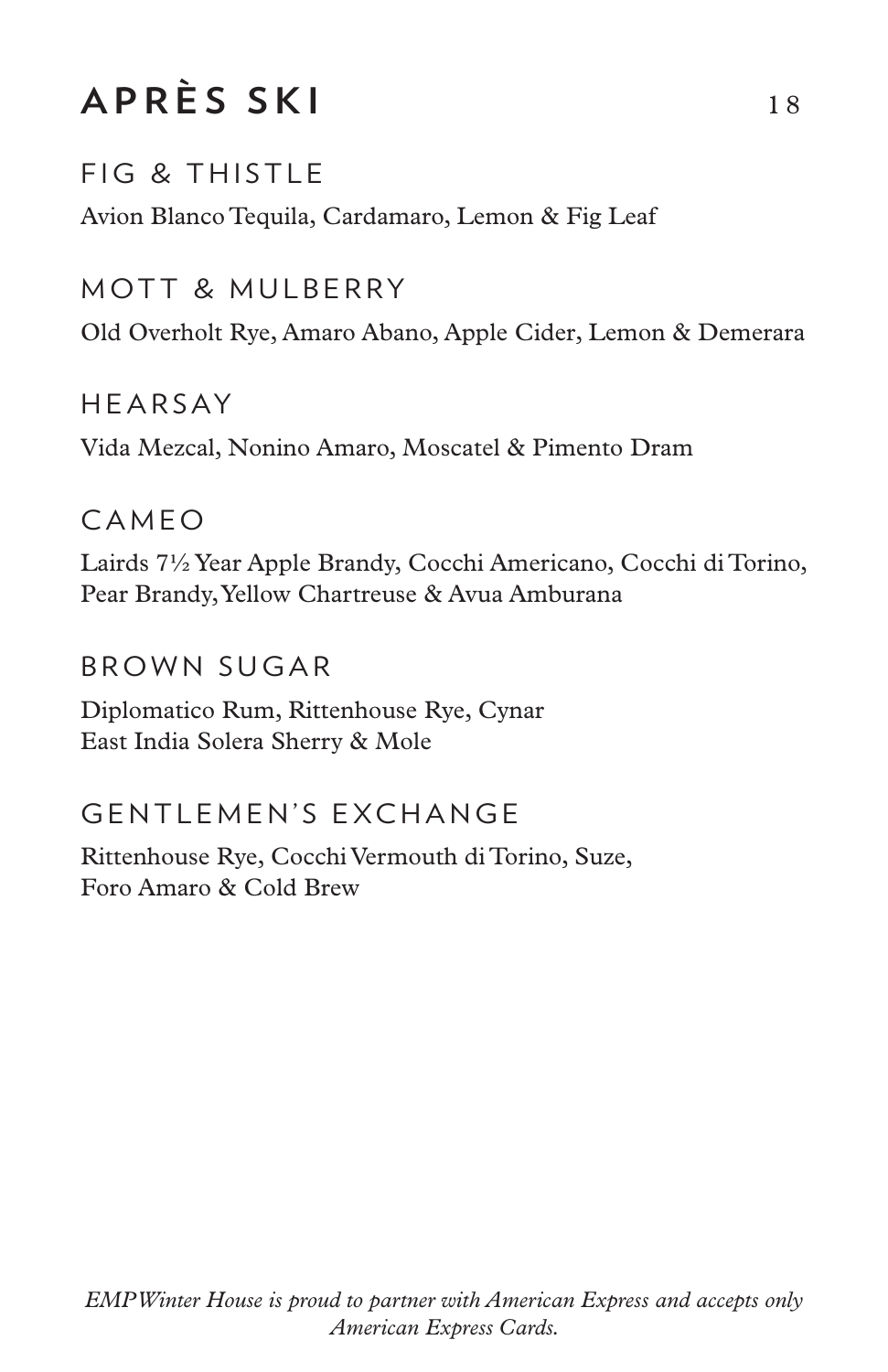# APRÈS SKI 18

## FIG & THISTLE

Avion Blanco Tequila, Cardamaro, Lemon & Fig Leaf

## MOTT & MULBERRY

Old Overholt Rye, Amaro Abano, Apple Cider, Lemon & Demerara

## HEARSAY

Vida Mezcal, Nonino Amaro, Moscatel & Pimento Dram

## CAMEO

Lairds 7½ Year Apple Brandy, Cocchi Americano, Cocchi di Torino, Pear Brandy, Yellow Chartreuse & Avua Amburana

## BROWN SUGAR

Diplomatico Rum, Rittenhouse Rye, Cynar
East India Solera Sherry & Mole

## GENTLEMEN'S EXCHANGE

Rittenhouse Rye, Cocchi Vermouth di Torino, Suze,
Foro Amaro & Cold Brew

*EMP Winter House is proud to partner with American Express and accepts only American Express Cards.*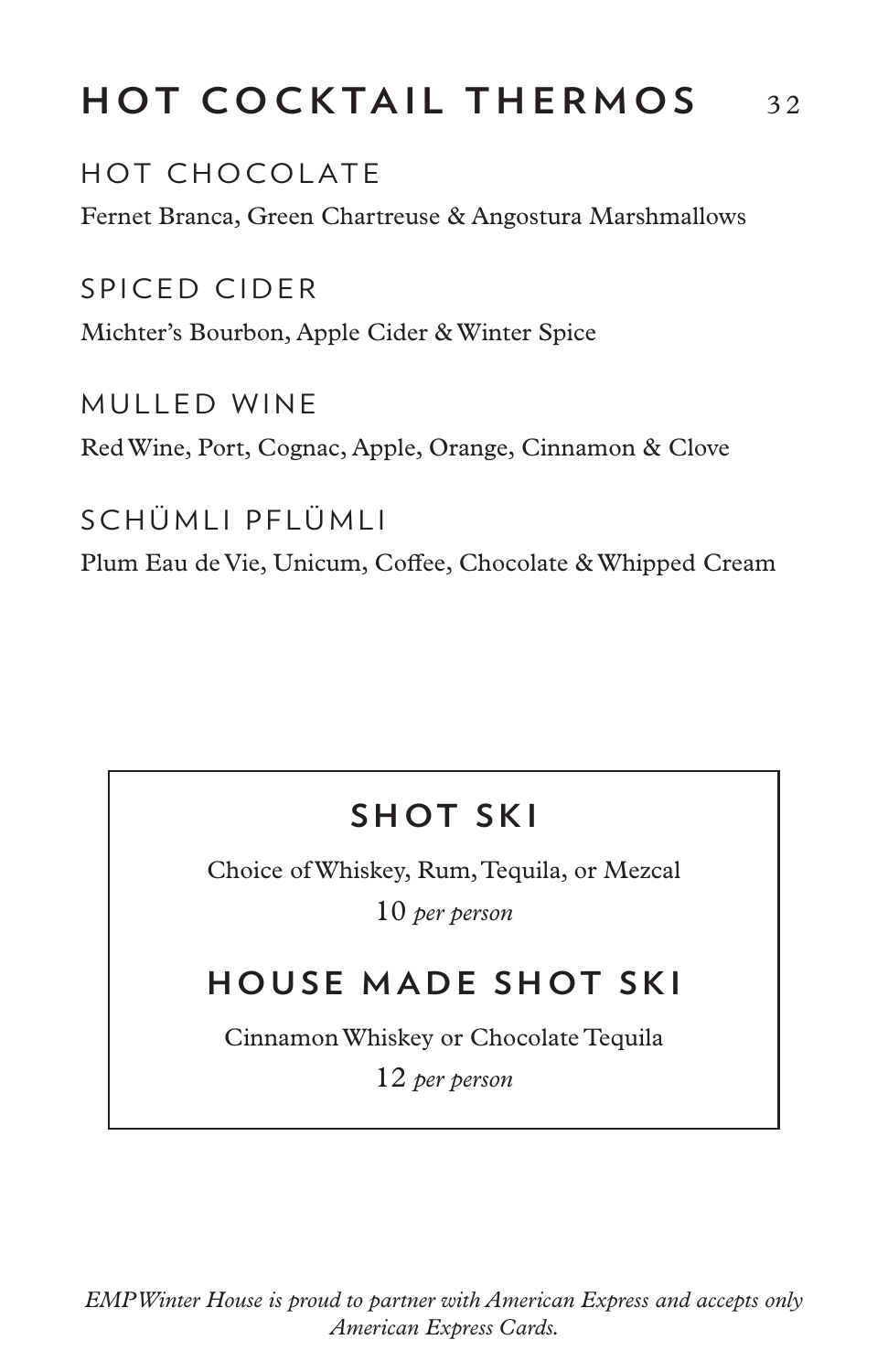# HOT COCKTAIL THERMOS 32

## HOT CHOCOLATE

Fernet Branca, Green Chartreuse & Angostura Marshmallows

## SPICED CIDER

Michter's Bourbon, Apple Cider & Winter Spice

## MULLED WINE

Red Wine, Port, Cognac, Apple, Orange, Cinnamon & Clove

## SCHÜMLI PFLÜMLI

Plum Eau de Vie, Unicum, Coffee, Chocolate & Whipped Cream

## SHOT SKI

Choice of Whiskey, Rum, Tequila, or Mezcal

10 *per person*

## HOUSE MADE SHOT SKI

Cinnamon Whiskey or Chocolate Tequila

12 *per person*

*EMP Winter House is proud to partner with American Express and accepts only American Express Cards.*